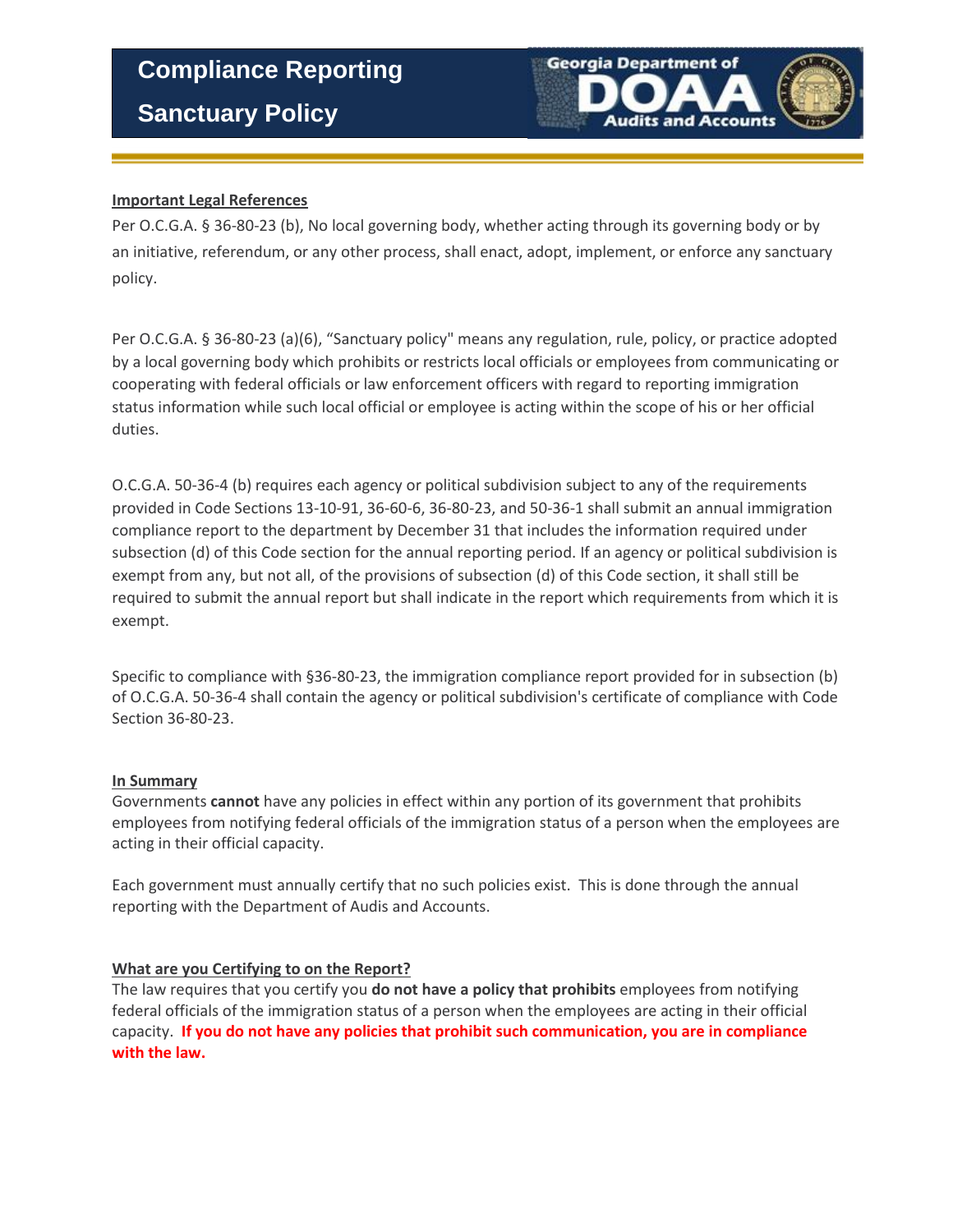# Compliance Reporting
# Sanctuary Policy

Georgia Department of DOAA Audits and Accounts

**Important Legal References**

Per O.C.G.A. § 36-80-23 (b), No local governing body, whether acting through its governing body or by an initiative, referendum, or any other process, shall enact, adopt, implement, or enforce any sanctuary policy.

Per O.C.G.A. § 36-80-23 (a)(6), "Sanctuary policy" means any regulation, rule, policy, or practice adopted by a local governing body which prohibits or restricts local officials or employees from communicating or cooperating with federal officials or law enforcement officers with regard to reporting immigration status information while such local official or employee is acting within the scope of his or her official duties.

O.C.G.A. 50-36-4 (b) requires each agency or political subdivision subject to any of the requirements provided in Code Sections 13-10-91, 36-60-6, 36-80-23, and 50-36-1 shall submit an annual immigration compliance report to the department by December 31 that includes the information required under subsection (d) of this Code section for the annual reporting period. If an agency or political subdivision is exempt from any, but not all, of the provisions of subsection (d) of this Code section, it shall still be required to submit the annual report but shall indicate in the report which requirements from which it is exempt.

Specific to compliance with §36-80-23, the immigration compliance report provided for in subsection (b) of O.C.G.A. 50-36-4 shall contain the agency or political subdivision's certificate of compliance with Code Section 36-80-23.

**In Summary**

Governments **cannot** have any policies in effect within any portion of its government that prohibits employees from notifying federal officials of the immigration status of a person when the employees are acting in their official capacity.

Each government must annually certify that no such policies exist. This is done through the annual reporting with the Department of Audis and Accounts.

**What are you Certifying to on the Report?**

The law requires that you certify you **do not have a policy that prohibits** employees from notifying federal officials of the immigration status of a person when the employees are acting in their official capacity. **If you do not have any policies that prohibit such communication, you are in compliance with the law.**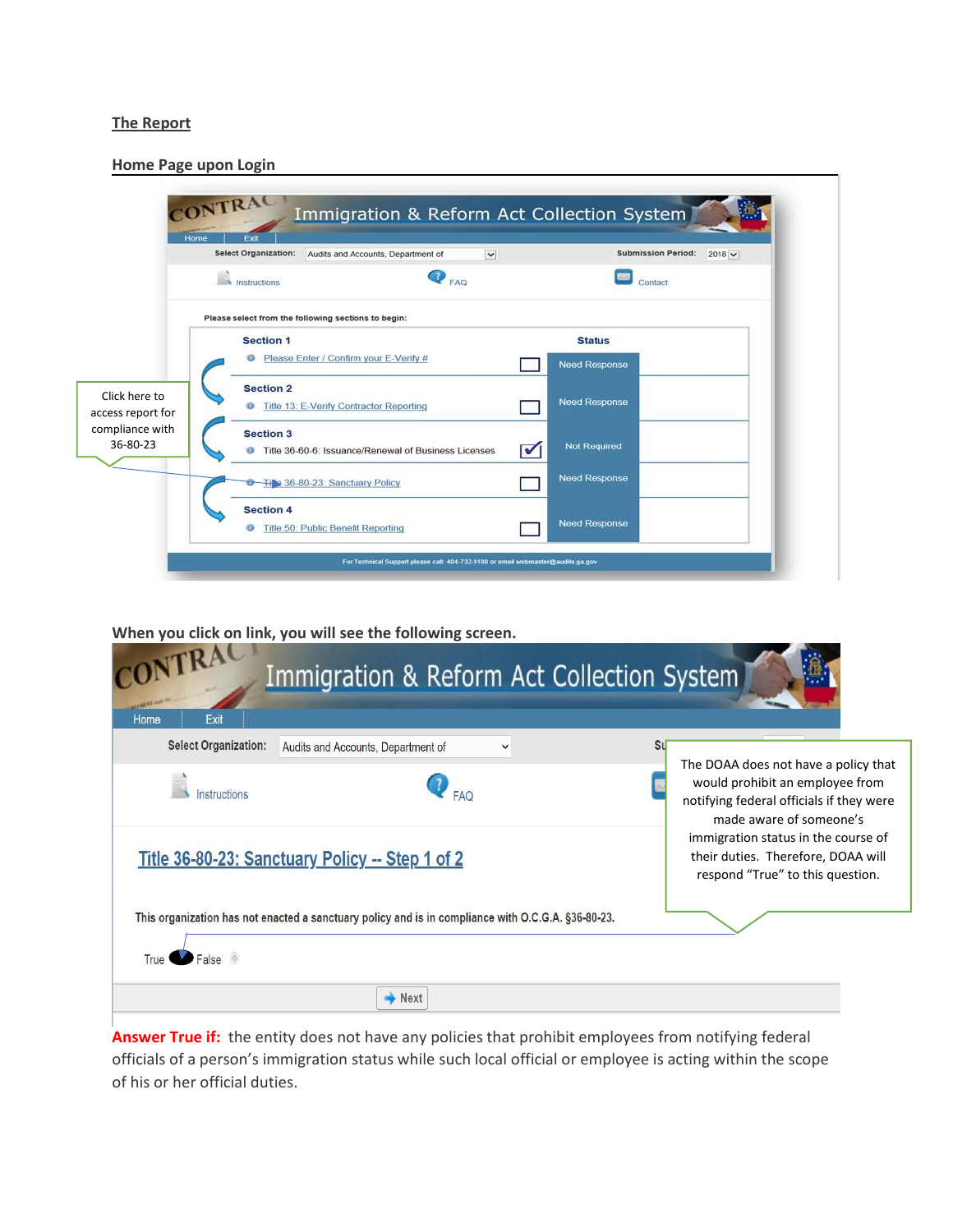**The Report**

**Home Page upon Login**

Immigration & Reform Act Collection System

Home | Exit

Select Organization: Audits and Accounts, Department of Submission Period: 2018

Instructions FAQ Contact

Please select from the following sections to begin:

| Section | Status |
|---|---|
| **Section 1** | |
| Please Enter / Confirm your E-Verify # | Need Response |
| **Section 2** | |
| Title 13: E-Verify Contractor Reporting | Need Response |
| **Section 3** | |
| Title 36-60-6: Issuance/Renewal of Business Licenses | Not Required |
| Title 36-80-23: Sanctuary Policy | Need Response |
| **Section 4** | |
| Title 50: Public Benefit Reporting | Need Response |

For Technical Support please call: 404-732-5100 or email webmaster@audits.ga.gov

Click here to access report for compliance with 36-80-23

**When you click on link, you will see the following screen.**

Immigration & Reform Act Collection System

Home | Exit

Select Organization: Audits and Accounts, Department of

Instructions FAQ

Title 36-80-23: Sanctuary Policy -- Step 1 of 2

This organization has not enacted a sanctuary policy and is in compliance with O.C.G.A. §36-80-23.

True False

Next

The DOAA does not have a policy that would prohibit an employee from notifying federal officials if they were made aware of someone's immigration status in the course of their duties. Therefore, DOAA will respond "True" to this question.

**Answer True if:** the entity does not have any policies that prohibit employees from notifying federal officials of a person's immigration status while such local official or employee is acting within the scope of his or her official duties.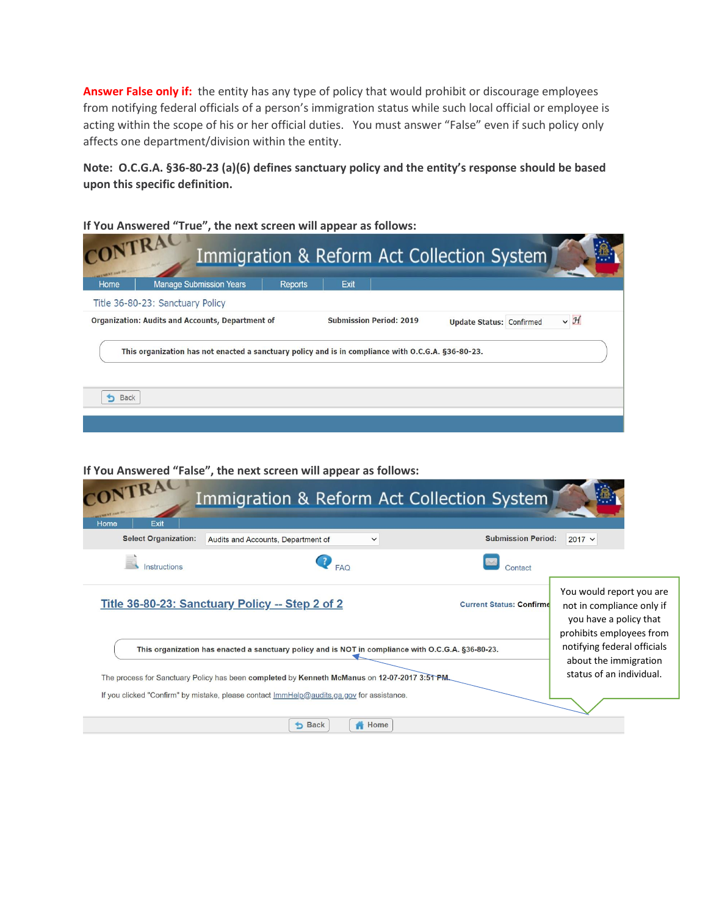**Answer False only if:** the entity has any type of policy that would prohibit or discourage employees from notifying federal officials of a person's immigration status while such local official or employee is acting within the scope of his or her official duties. You must answer "False" even if such policy only affects one department/division within the entity.

**Note: O.C.G.A. §36-80-23 (a)(6) defines sanctuary policy and the entity's response should be based upon this specific definition.**

**If You Answered "True", the next screen will appear as follows:**

Immigration & Reform Act Collection System

Home | Manage Submission Years | Reports | Exit

Title 36-80-23: Sanctuary Policy

**Organization: Audits and Accounts, Department of** **Submission Period: 2019** **Update Status:** Confirmed

**This organization has not enacted a sanctuary policy and is in compliance with O.C.G.A. §36-80-23.**

Back

**If You Answered "False", the next screen will appear as follows:**

Immigration & Reform Act Collection System

Home | Exit

**Select Organization:** Audits and Accounts, Department of **Submission Period:** 2017

Instructions FAQ Contact

**Title 36-80-23: Sanctuary Policy -- Step 2 of 2** **Current Status: Confirme**

**This organization has enacted a sanctuary policy and is NOT in compliance with O.C.G.A. §36-80-23.**

The process for Sanctuary Policy has been **completed** by **Kenneth McManus** on **12-07-2017 3:51 PM.**

If you clicked "Confirm" by mistake, please contact ImmHelp@audits.ga.gov for assistance.

Back Home

You would report you are not in compliance only if you have a policy that prohibits employees from notifying federal officials about the immigration status of an individual.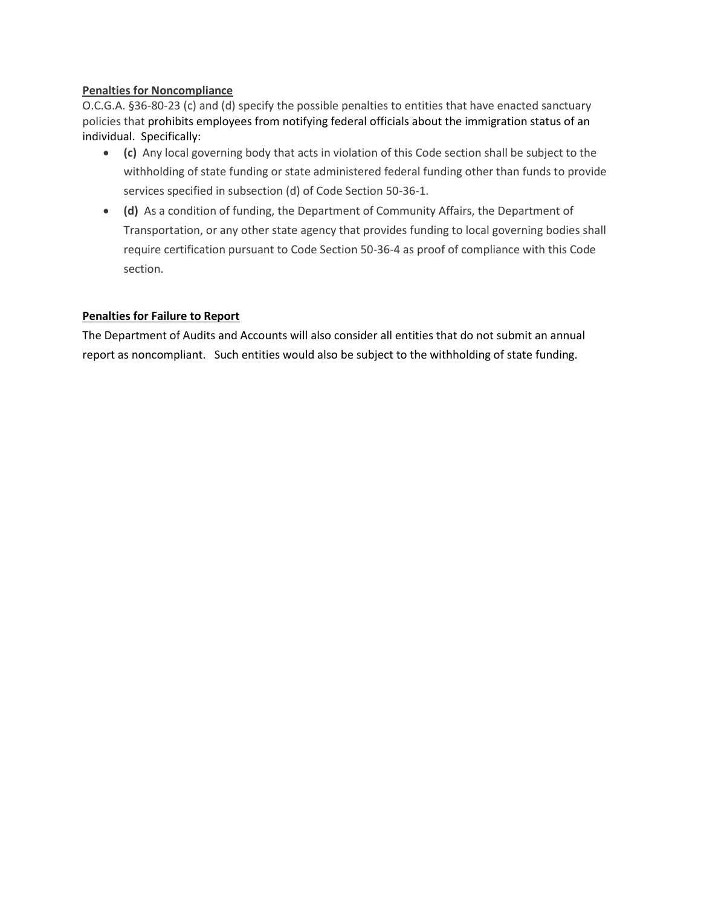**Penalties for Noncompliance**

O.C.G.A. §36-80-23 (c) and (d) specify the possible penalties to entities that have enacted sanctuary policies that prohibits employees from notifying federal officials about the immigration status of an individual. Specifically:

- **(c)** Any local governing body that acts in violation of this Code section shall be subject to the withholding of state funding or state administered federal funding other than funds to provide services specified in subsection (d) of Code Section 50-36-1.
- **(d)** As a condition of funding, the Department of Community Affairs, the Department of Transportation, or any other state agency that provides funding to local governing bodies shall require certification pursuant to Code Section 50-36-4 as proof of compliance with this Code section.

**Penalties for Failure to Report**

The Department of Audits and Accounts will also consider all entities that do not submit an annual report as noncompliant. Such entities would also be subject to the withholding of state funding.